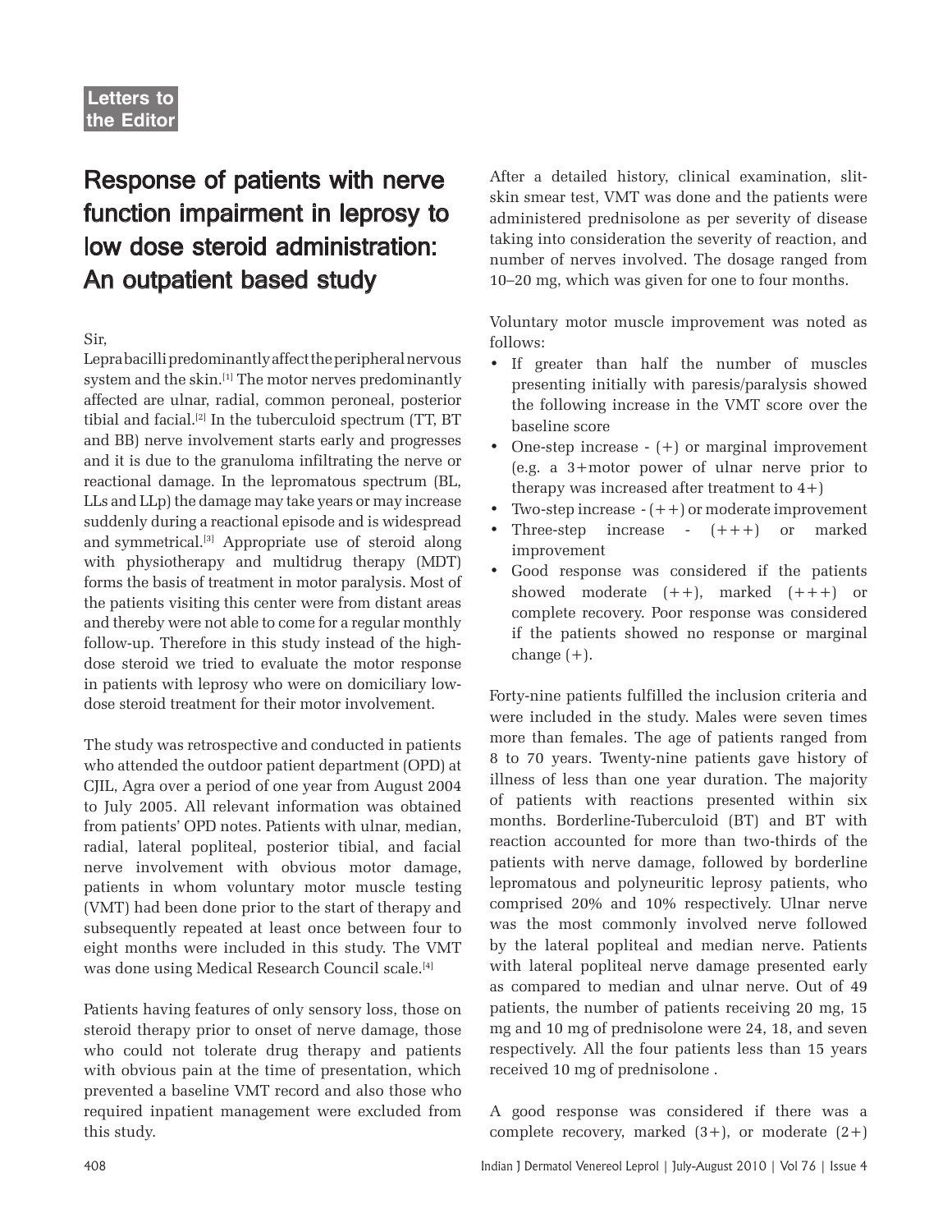Letters to the Editor

# Response of patients with nerve function impairment in leprosy to low dose steroid administration: An outpatient based study

Sir,

Lepra bacilli predominantly affect the peripheral nervous system and the skin.[1] The motor nerves predominantly affected are ulnar, radial, common peroneal, posterior tibial and facial.[2] In the tuberculoid spectrum (TT, BT and BB) nerve involvement starts early and progresses and it is due to the granuloma infiltrating the nerve or reactional damage. In the lepromatous spectrum (BL, LLs and LLp) the damage may take years or may increase suddenly during a reactional episode and is widespread and symmetrical.[3] Appropriate use of steroid along with physiotherapy and multidrug therapy (MDT) forms the basis of treatment in motor paralysis. Most of the patients visiting this center were from distant areas and thereby were not able to come for a regular monthly follow-up. Therefore in this study instead of the high-dose steroid we tried to evaluate the motor response in patients with leprosy who were on domiciliary low-dose steroid treatment for their motor involvement.

The study was retrospective and conducted in patients who attended the outdoor patient department (OPD) at CJIL, Agra over a period of one year from August 2004 to July 2005. All relevant information was obtained from patients' OPD notes. Patients with ulnar, median, radial, lateral popliteal, posterior tibial, and facial nerve involvement with obvious motor damage, patients in whom voluntary motor muscle testing (VMT) had been done prior to the start of therapy and subsequently repeated at least once between four to eight months were included in this study. The VMT was done using Medical Research Council scale.[4]

Patients having features of only sensory loss, those on steroid therapy prior to onset of nerve damage, those who could not tolerate drug therapy and patients with obvious pain at the time of presentation, which prevented a baseline VMT record and also those who required inpatient management were excluded from this study.

After a detailed history, clinical examination, slit-skin smear test, VMT was done and the patients were administered prednisolone as per severity of disease taking into consideration the severity of reaction, and number of nerves involved. The dosage ranged from 10–20 mg, which was given for one to four months.

Voluntary motor muscle improvement was noted as follows:

- If greater than half the number of muscles presenting initially with paresis/paralysis showed the following increase in the VMT score over the baseline score
- One-step increase - (+) or marginal improvement (e.g. a 3+motor power of ulnar nerve prior to therapy was increased after treatment to 4+)
- Two-step increase - (++) or moderate improvement
- Three-step increase - (+++) or marked improvement
- Good response was considered if the patients showed moderate (++), marked (+++) or complete recovery. Poor response was considered if the patients showed no response or marginal change (+).

Forty-nine patients fulfilled the inclusion criteria and were included in the study. Males were seven times more than females. The age of patients ranged from 8 to 70 years. Twenty-nine patients gave history of illness of less than one year duration. The majority of patients with reactions presented within six months. Borderline-Tuberculoid (BT) and BT with reaction accounted for more than two-thirds of the patients with nerve damage, followed by borderline lepromatous and polyneuritic leprosy patients, who comprised 20% and 10% respectively. Ulnar nerve was the most commonly involved nerve followed by the lateral popliteal and median nerve. Patients with lateral popliteal nerve damage presented early as compared to median and ulnar nerve. Out of 49 patients, the number of patients receiving 20 mg, 15 mg and 10 mg of prednisolone were 24, 18, and seven respectively. All the four patients less than 15 years received 10 mg of prednisolone .

A good response was considered if there was a complete recovery, marked (3+), or moderate (2+)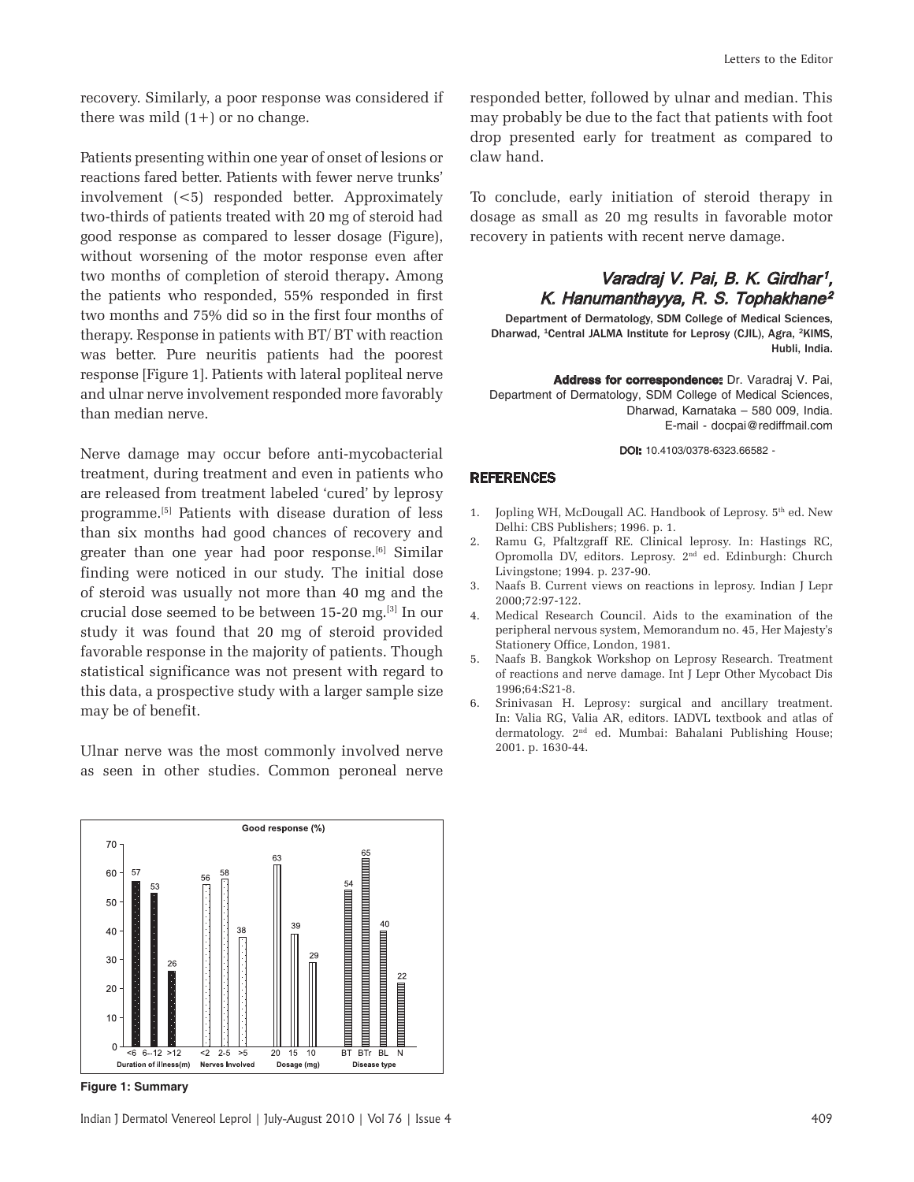recovery. Similarly, a poor response was considered if there was mild (1+) or no change.

Patients presenting within one year of onset of lesions or reactions fared better. Patients with fewer nerve trunks' involvement (<5) responded better. Approximately two-thirds of patients treated with 20 mg of steroid had good response as compared to lesser dosage (Figure), without worsening of the motor response even after two months of completion of steroid therapy. Among the patients who responded, 55% responded in first two months and 75% did so in the first four months of therapy. Response in patients with BT/ BT with reaction was better. Pure neuritis patients had the poorest response [Figure 1]. Patients with lateral popliteal nerve and ulnar nerve involvement responded more favorably than median nerve.

Nerve damage may occur before anti-mycobacterial treatment, during treatment and even in patients who are released from treatment labeled 'cured' by leprosy programme.[5] Patients with disease duration of less than six months had good chances of recovery and greater than one year had poor response.[6] Similar finding were noticed in our study. The initial dose of steroid was usually not more than 40 mg and the crucial dose seemed to be between 15-20 mg.[3] In our study it was found that 20 mg of steroid provided favorable response in the majority of patients. Though statistical significance was not present with regard to this data, a prospective study with a larger sample size may be of benefit.

Ulnar nerve was the most commonly involved nerve as seen in other studies. Common peroneal nerve responded better, followed by ulnar and median. This may probably be due to the fact that patients with foot drop presented early for treatment as compared to claw hand.

To conclude, early initiation of steroid therapy in dosage as small as 20 mg results in favorable motor recovery in patients with recent nerve damage.

***Varadraj V. Pai, B. K. Girdhar[1], K. Hanumanthayya, R. S. Tophakhane[2]***

Department of Dermatology, SDM College of Medical Sciences, Dharwad, [1]Central JALMA Institute for Leprosy (CJIL), Agra, [2]KIMS, Hubli, India.

**Address for correspondence:** Dr. Varadraj V. Pai, Department of Dermatology, SDM College of Medical Sciences, Dharwad, Karnataka – 580 009, India. E-mail - docpai@rediffmail.com

**DOI:** 10.4103/0378-6323.66582 -

## REFERENCES

1. Jopling WH, McDougall AC. Handbook of Leprosy. 5th ed. New Delhi: CBS Publishers; 1996. p. 1.
2. Ramu G, Pfaltzgraff RE. Clinical leprosy. In: Hastings RC, Opromolla DV, editors. Leprosy. 2nd ed. Edinburgh: Church Livingstone; 1994. p. 237-90.
3. Naafs B. Current views on reactions in leprosy. Indian J Lepr 2000;72:97-122.
4. Medical Research Council. Aids to the examination of the peripheral nervous system, Memorandum no. 45, Her Majesty's Stationery Office, London, 1981.
5. Naafs B. Bangkok Workshop on Leprosy Research. Treatment of reactions and nerve damage. Int J Lepr Other Mycobact Dis 1996;64:S21-8.
6. Srinivasan H. Leprosy: surgical and ancillary treatment. In: Valia RG, Valia AR, editors. IADVL textbook and atlas of dermatology. 2nd ed. Mumbai: Bahalani Publishing House; 2001. p. 1630-44.

Good response (%)

70
60
50
40
30
20
10
0

57 53 26 56 58 38 63 39 29 54 65 40 22

<6 6--12 >12 <2 2-5 >5 20 15 10 BT BTr BL N

Duration of illness(m) Nerves Involved Dosage (mg) Disease type

**Figure 1: Summary**